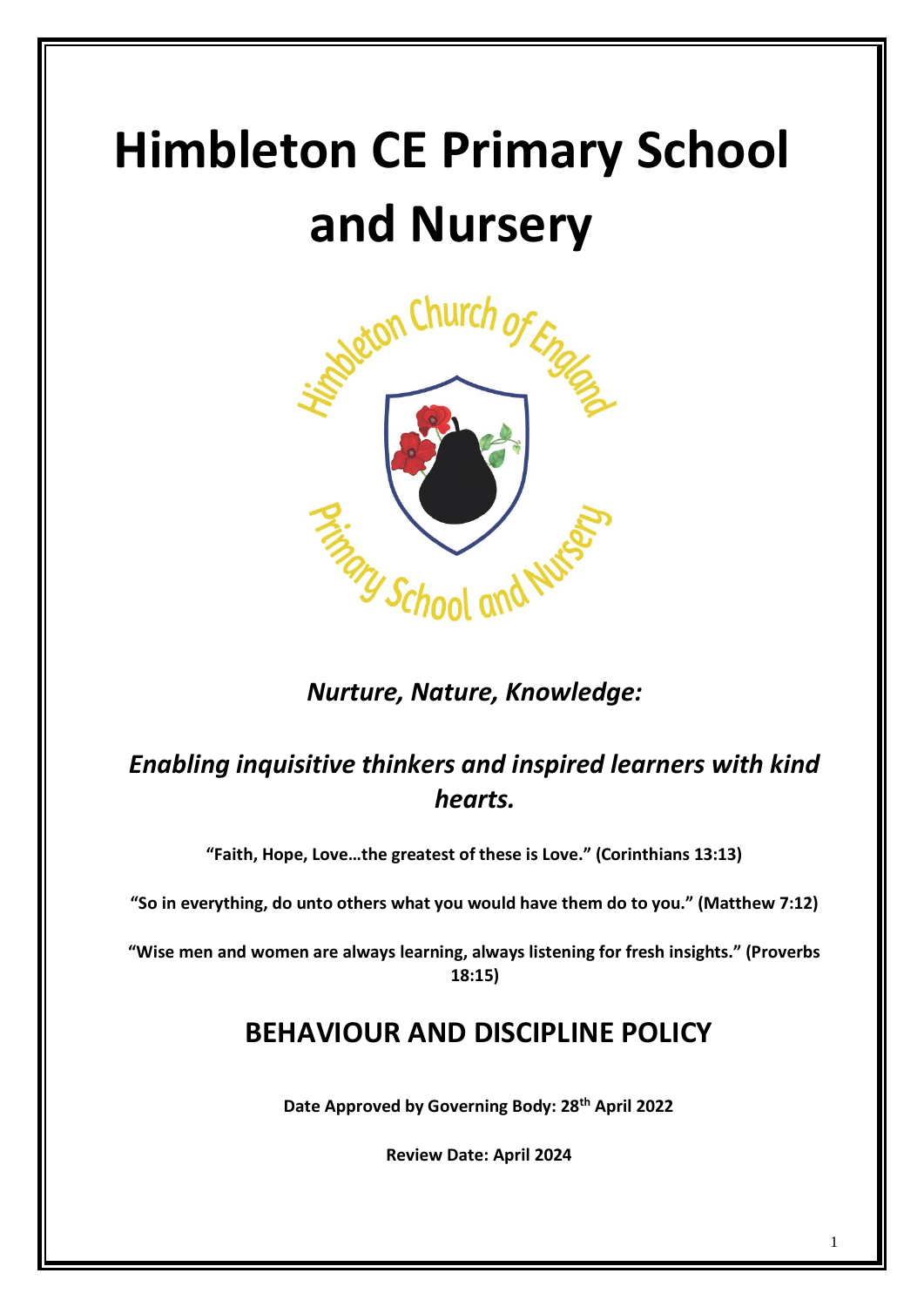# Himbleton CE Primary School and Nursery

***Nurture, Nature, Knowledge:***

***Enabling inquisitive thinkers and inspired learners with kind hearts.***

**"Faith, Hope, Love…the greatest of these is Love." (Corinthians 13:13)**

**"So in everything, do unto others what you would have them do to you." (Matthew 7:12)**

**"Wise men and women are always learning, always listening for fresh insights." (Proverbs 18:15)**

## BEHAVIOUR AND DISCIPLINE POLICY

**Date Approved by Governing Body: 28th April 2022**

**Review Date: April 2024**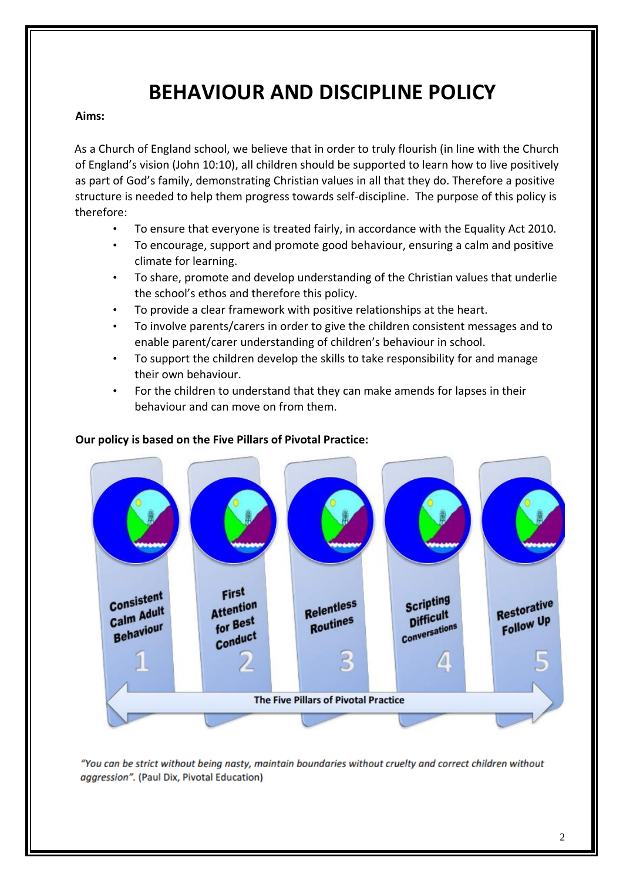# BEHAVIOUR AND DISCIPLINE POLICY

**Aims:**

As a Church of England school, we believe that in order to truly flourish (in line with the Church of England's vision (John 10:10), all children should be supported to learn how to live positively as part of God's family, demonstrating Christian values in all that they do. Therefore a positive structure is needed to help them progress towards self-discipline. The purpose of this policy is therefore:

- To ensure that everyone is treated fairly, in accordance with the Equality Act 2010.
- To encourage, support and promote good behaviour, ensuring a calm and positive climate for learning.
- To share, promote and develop understanding of the Christian values that underlie the school's ethos and therefore this policy.
- To provide a clear framework with positive relationships at the heart.
- To involve parents/carers in order to give the children consistent messages and to enable parent/carer understanding of children's behaviour in school.
- To support the children develop the skills to take responsibility for and manage their own behaviour.
- For the children to understand that they can make amends for lapses in their behaviour and can move on from them.

**Our policy is based on the Five Pillars of Pivotal Practice:**

1. Consistent Calm Adult Behaviour
2. First Attention for Best Conduct
3. Relentless Routines
4. Scripting Difficult Conversations
5. Restorative Follow Up

**The Five Pillars of Pivotal Practice**

*"You can be strict without being nasty, maintain boundaries without cruelty and correct children without aggression".* (Paul Dix, Pivotal Education)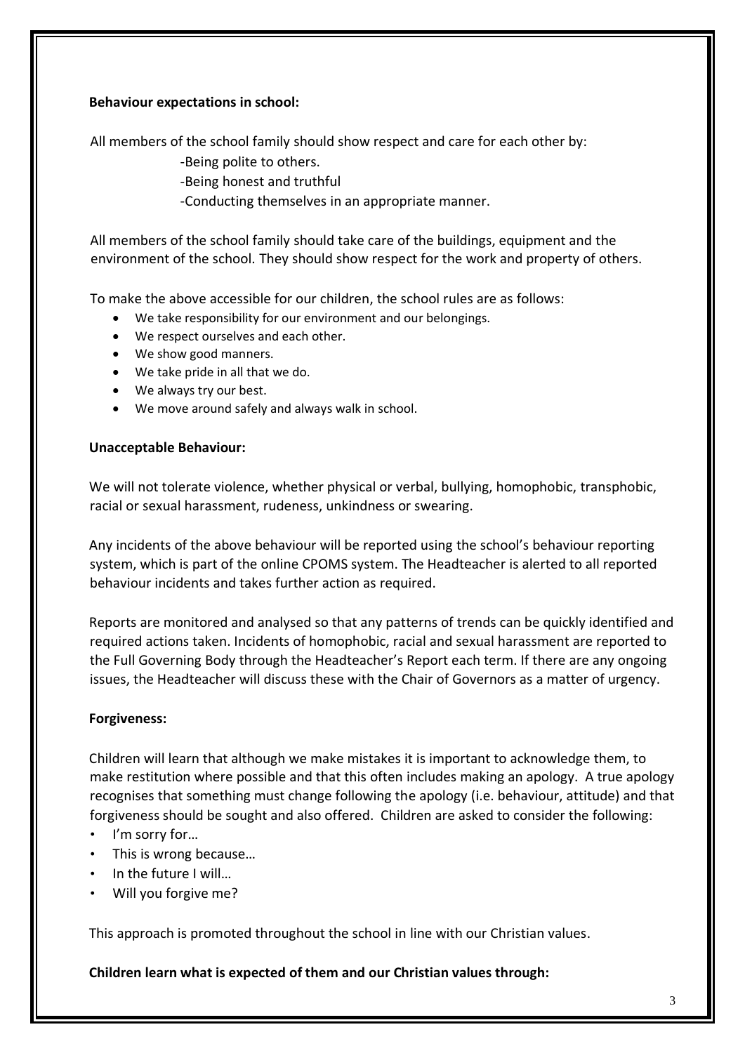**Behaviour expectations in school:**

All members of the school family should show respect and care for each other by:

-Being polite to others.
-Being honest and truthful
-Conducting themselves in an appropriate manner.

All members of the school family should take care of the buildings, equipment and the environment of the school. They should show respect for the work and property of others.

To make the above accessible for our children, the school rules are as follows:

- We take responsibility for our environment and our belongings.
- We respect ourselves and each other.
- We show good manners.
- We take pride in all that we do.
- We always try our best.
- We move around safely and always walk in school.

**Unacceptable Behaviour:**

We will not tolerate violence, whether physical or verbal, bullying, homophobic, transphobic, racial or sexual harassment, rudeness, unkindness or swearing.

Any incidents of the above behaviour will be reported using the school's behaviour reporting system, which is part of the online CPOMS system. The Headteacher is alerted to all reported behaviour incidents and takes further action as required.

Reports are monitored and analysed so that any patterns of trends can be quickly identified and required actions taken. Incidents of homophobic, racial and sexual harassment are reported to the Full Governing Body through the Headteacher's Report each term. If there are any ongoing issues, the Headteacher will discuss these with the Chair of Governors as a matter of urgency.

**Forgiveness:**

Children will learn that although we make mistakes it is important to acknowledge them, to make restitution where possible and that this often includes making an apology. A true apology recognises that something must change following the apology (i.e. behaviour, attitude) and that forgiveness should be sought and also offered. Children are asked to consider the following:

- I'm sorry for…
- This is wrong because…
- In the future I will…
- Will you forgive me?

This approach is promoted throughout the school in line with our Christian values.

**Children learn what is expected of them and our Christian values through:**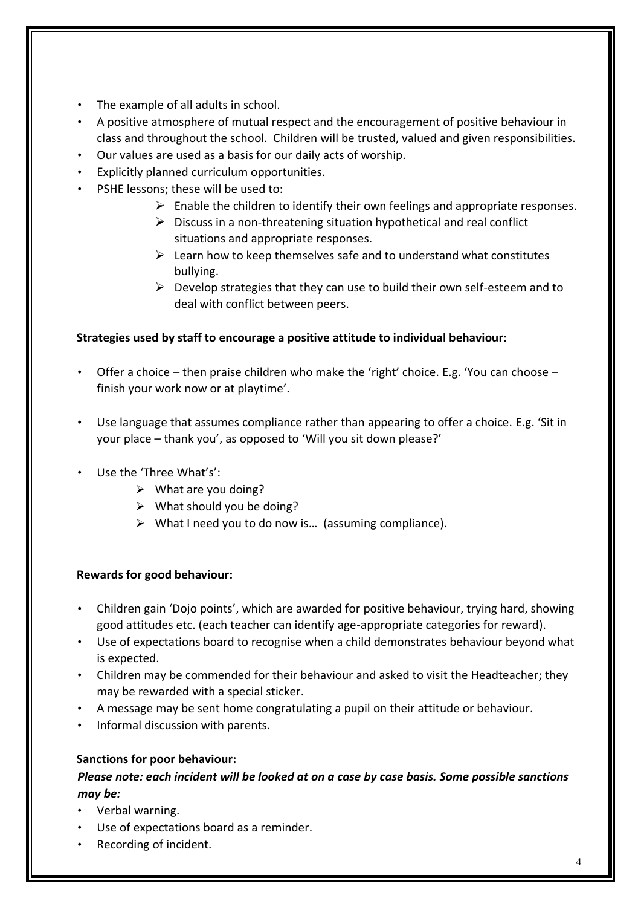- The example of all adults in school.
- A positive atmosphere of mutual respect and the encouragement of positive behaviour in class and throughout the school. Children will be trusted, valued and given responsibilities.
- Our values are used as a basis for our daily acts of worship.
- Explicitly planned curriculum opportunities.
- PSHE lessons; these will be used to:
    - Enable the children to identify their own feelings and appropriate responses.
    - Discuss in a non-threatening situation hypothetical and real conflict situations and appropriate responses.
    - Learn how to keep themselves safe and to understand what constitutes bullying.
    - Develop strategies that they can use to build their own self-esteem and to deal with conflict between peers.

**Strategies used by staff to encourage a positive attitude to individual behaviour:**

- Offer a choice – then praise children who make the 'right' choice. E.g. 'You can choose – finish your work now or at playtime'.

- Use language that assumes compliance rather than appearing to offer a choice. E.g. 'Sit in your place – thank you', as opposed to 'Will you sit down please?'

- Use the 'Three What's':
    - What are you doing?
    - What should you be doing?
    - What I need you to do now is… (assuming compliance).

**Rewards for good behaviour:**

- Children gain 'Dojo points', which are awarded for positive behaviour, trying hard, showing good attitudes etc. (each teacher can identify age-appropriate categories for reward).
- Use of expectations board to recognise when a child demonstrates behaviour beyond what is expected.
- Children may be commended for their behaviour and asked to visit the Headteacher; they may be rewarded with a special sticker.
- A message may be sent home congratulating a pupil on their attitude or behaviour.
- Informal discussion with parents.

**Sanctions for poor behaviour:**

***Please note: each incident will be looked at on a case by case basis. Some possible sanctions may be:***

- Verbal warning.
- Use of expectations board as a reminder.
- Recording of incident.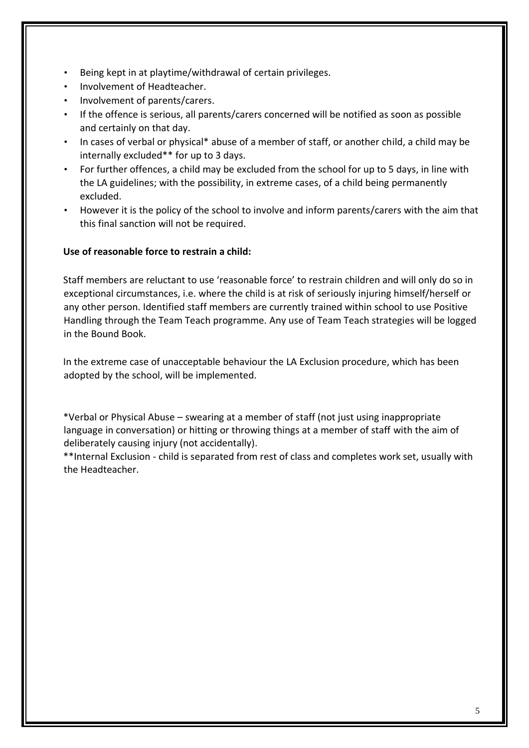- Being kept in at playtime/withdrawal of certain privileges.
- Involvement of Headteacher.
- Involvement of parents/carers.
- If the offence is serious, all parents/carers concerned will be notified as soon as possible and certainly on that day.
- In cases of verbal or physical* abuse of a member of staff, or another child, a child may be internally excluded** for up to 3 days.
- For further offences, a child may be excluded from the school for up to 5 days, in line with the LA guidelines; with the possibility, in extreme cases, of a child being permanently excluded.
- However it is the policy of the school to involve and inform parents/carers with the aim that this final sanction will not be required.

**Use of reasonable force to restrain a child:**

Staff members are reluctant to use 'reasonable force' to restrain children and will only do so in exceptional circumstances, i.e. where the child is at risk of seriously injuring himself/herself or any other person. Identified staff members are currently trained within school to use Positive Handling through the Team Teach programme. Any use of Team Teach strategies will be logged in the Bound Book.

In the extreme case of unacceptable behaviour the LA Exclusion procedure, which has been adopted by the school, will be implemented.

*Verbal or Physical Abuse – swearing at a member of staff (not just using inappropriate language in conversation) or hitting or throwing things at a member of staff with the aim of deliberately causing injury (not accidentally).

**Internal Exclusion - child is separated from rest of class and completes work set, usually with the Headteacher.